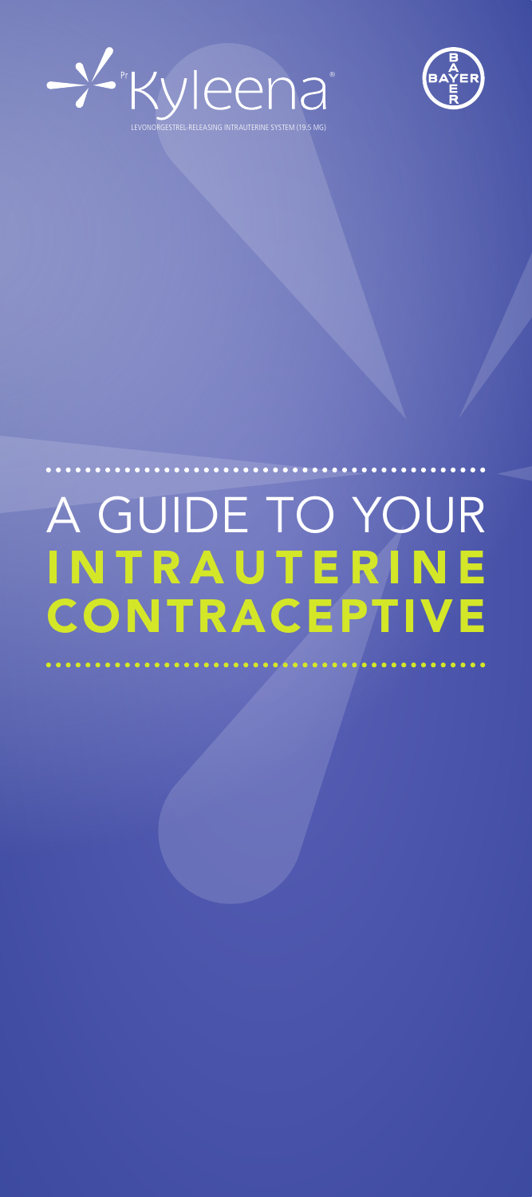Pr Kyleena®

LEVONORGESTREL-RELEASING INTRAUTERINE SYSTEM (19.5 MG)

BAYER

# A GUIDE TO YOUR INTRAUTERINE CONTRACEPTIVE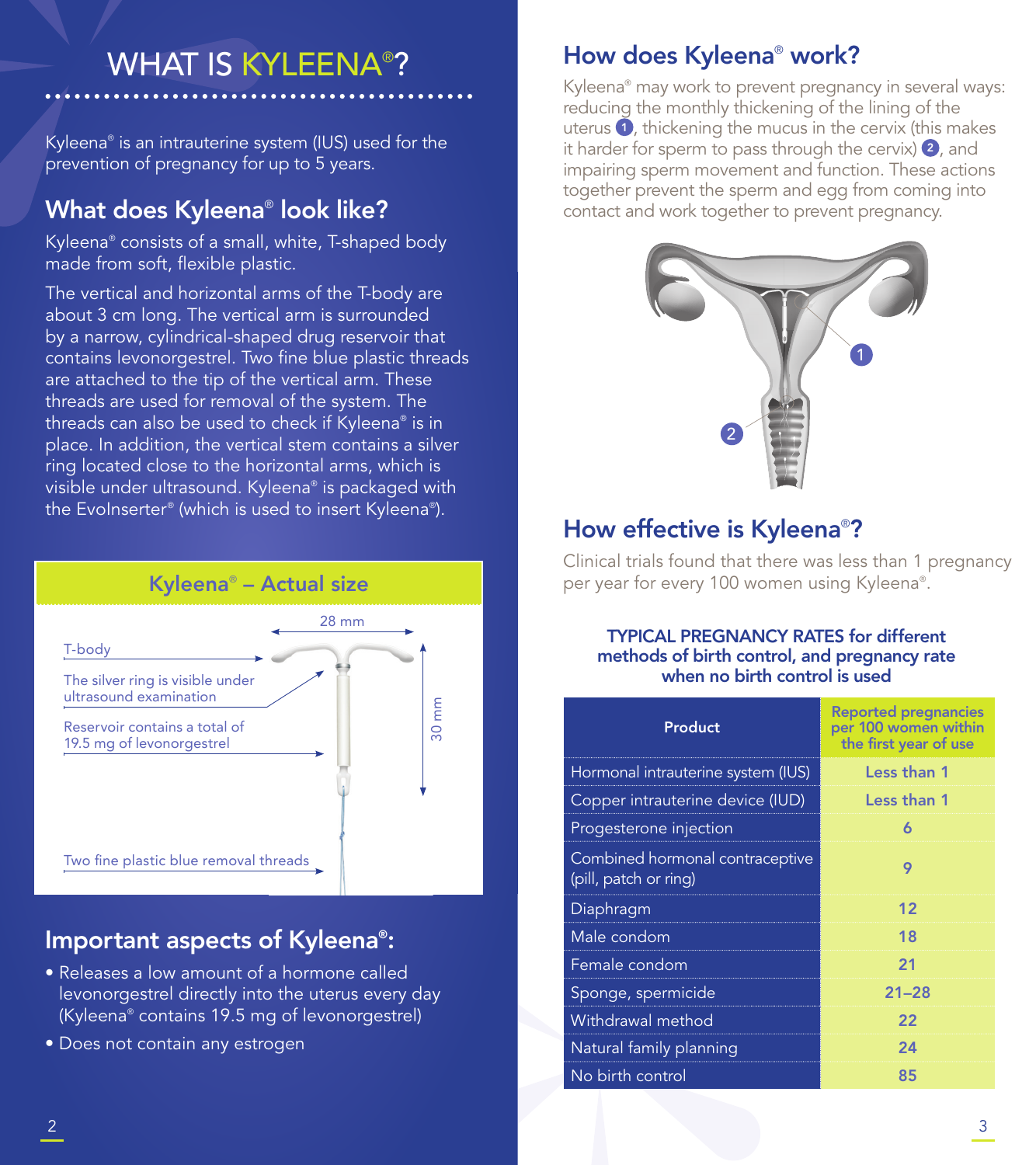# WHAT IS KYLEENA®?

Kyleena® is an intrauterine system (IUS) used for the prevention of pregnancy for up to 5 years.

## What does Kyleena® look like?

Kyleena® consists of a small, white, T-shaped body made from soft, flexible plastic.

The vertical and horizontal arms of the T-body are about 3 cm long. The vertical arm is surrounded by a narrow, cylindrical-shaped drug reservoir that contains levonorgestrel. Two fine blue plastic threads are attached to the tip of the vertical arm. These threads are used for removal of the system. The threads can also be used to check if Kyleena® is in place. In addition, the vertical stem contains a silver ring located close to the horizontal arms, which is visible under ultrasound. Kyleena® is packaged with the EvoInserter® (which is used to insert Kyleena®).

**Kyleena® – Actual size**

- T-body
- The silver ring is visible under ultrasound examination
- Reservoir contains a total of 19.5 mg of levonorgestrel
- Two fine plastic blue removal threads
- 28 mm
- 30 mm

## Important aspects of Kyleena®:

- Releases a low amount of a hormone called levonorgestrel directly into the uterus every day (Kyleena® contains 19.5 mg of levonorgestrel)
- Does not contain any estrogen

## How does Kyleena® work?

Kyleena® may work to prevent pregnancy in several ways: reducing the monthly thickening of the lining of the uterus ①, thickening the mucus in the cervix (this makes it harder for sperm to pass through the cervix) ②, and impairing sperm movement and function. These actions together prevent the sperm and egg from coming into contact and work together to prevent pregnancy.

## How effective is Kyleena®?

Clinical trials found that there was less than 1 pregnancy per year for every 100 women using Kyleena®.

**TYPICAL PREGNANCY RATES for different methods of birth control, and pregnancy rate when no birth control is used**

| Product | Reported pregnancies per 100 women within the first year of use |
|---|---|
| Hormonal intrauterine system (IUS) | Less than 1 |
| Copper intrauterine device (IUD) | Less than 1 |
| Progesterone injection | 6 |
| Combined hormonal contraceptive (pill, patch or ring) | 9 |
| Diaphragm | 12 |
| Male condom | 18 |
| Female condom | 21 |
| Sponge, spermicide | 21–28 |
| Withdrawal method | 22 |
| Natural family planning | 24 |
| No birth control | 85 |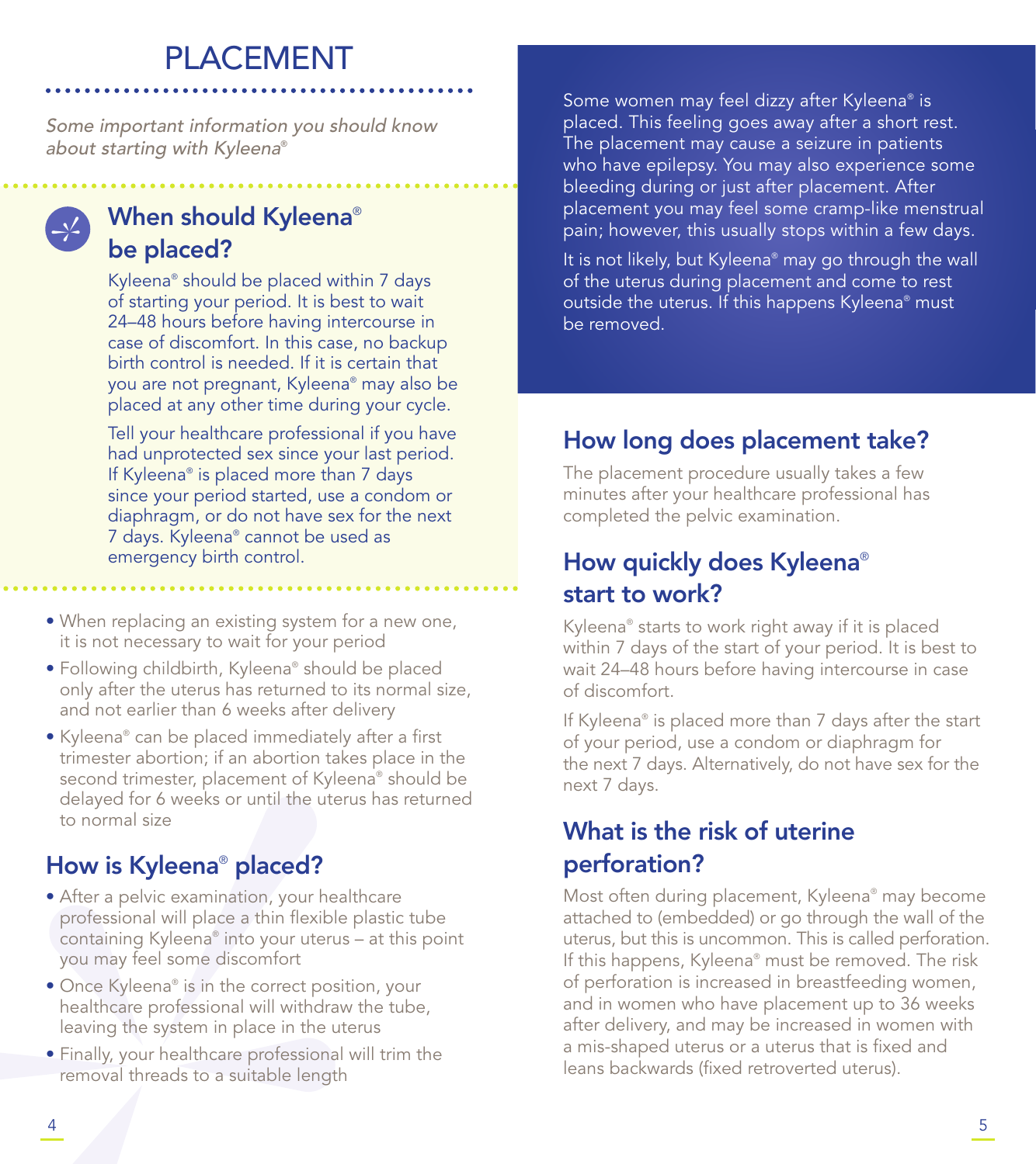# PLACEMENT

*Some important information you should know about starting with Kyleena®*

## When should Kyleena® be placed?

Kyleena® should be placed within 7 days of starting your period. It is best to wait 24–48 hours before having intercourse in case of discomfort. In this case, no backup birth control is needed. If it is certain that you are not pregnant, Kyleena® may also be placed at any other time during your cycle.

Tell your healthcare professional if you have had unprotected sex since your last period. If Kyleena® is placed more than 7 days since your period started, use a condom or diaphragm, or do not have sex for the next 7 days. Kyleena® cannot be used as emergency birth control.

- When replacing an existing system for a new one, it is not necessary to wait for your period
- Following childbirth, Kyleena® should be placed only after the uterus has returned to its normal size, and not earlier than 6 weeks after delivery
- Kyleena® can be placed immediately after a first trimester abortion; if an abortion takes place in the second trimester, placement of Kyleena® should be delayed for 6 weeks or until the uterus has returned to normal size

## How is Kyleena® placed?

- After a pelvic examination, your healthcare professional will place a thin flexible plastic tube containing Kyleena® into your uterus – at this point you may feel some discomfort
- Once Kyleena® is in the correct position, your healthcare professional will withdraw the tube, leaving the system in place in the uterus
- Finally, your healthcare professional will trim the removal threads to a suitable length

Some women may feel dizzy after Kyleena® is placed. This feeling goes away after a short rest. The placement may cause a seizure in patients who have epilepsy. You may also experience some bleeding during or just after placement. After placement you may feel some cramp-like menstrual pain; however, this usually stops within a few days.

It is not likely, but Kyleena® may go through the wall of the uterus during placement and come to rest outside the uterus. If this happens Kyleena® must be removed.

## How long does placement take?

The placement procedure usually takes a few minutes after your healthcare professional has completed the pelvic examination.

## How quickly does Kyleena® start to work?

Kyleena® starts to work right away if it is placed within 7 days of the start of your period. It is best to wait 24–48 hours before having intercourse in case of discomfort.

If Kyleena® is placed more than 7 days after the start of your period, use a condom or diaphragm for the next 7 days. Alternatively, do not have sex for the next 7 days.

## What is the risk of uterine perforation?

Most often during placement, Kyleena® may become attached to (embedded) or go through the wall of the uterus, but this is uncommon. This is called perforation. If this happens, Kyleena® must be removed. The risk of perforation is increased in breastfeeding women, and in women who have placement up to 36 weeks after delivery, and may be increased in women with a mis-shaped uterus or a uterus that is fixed and leans backwards (fixed retroverted uterus).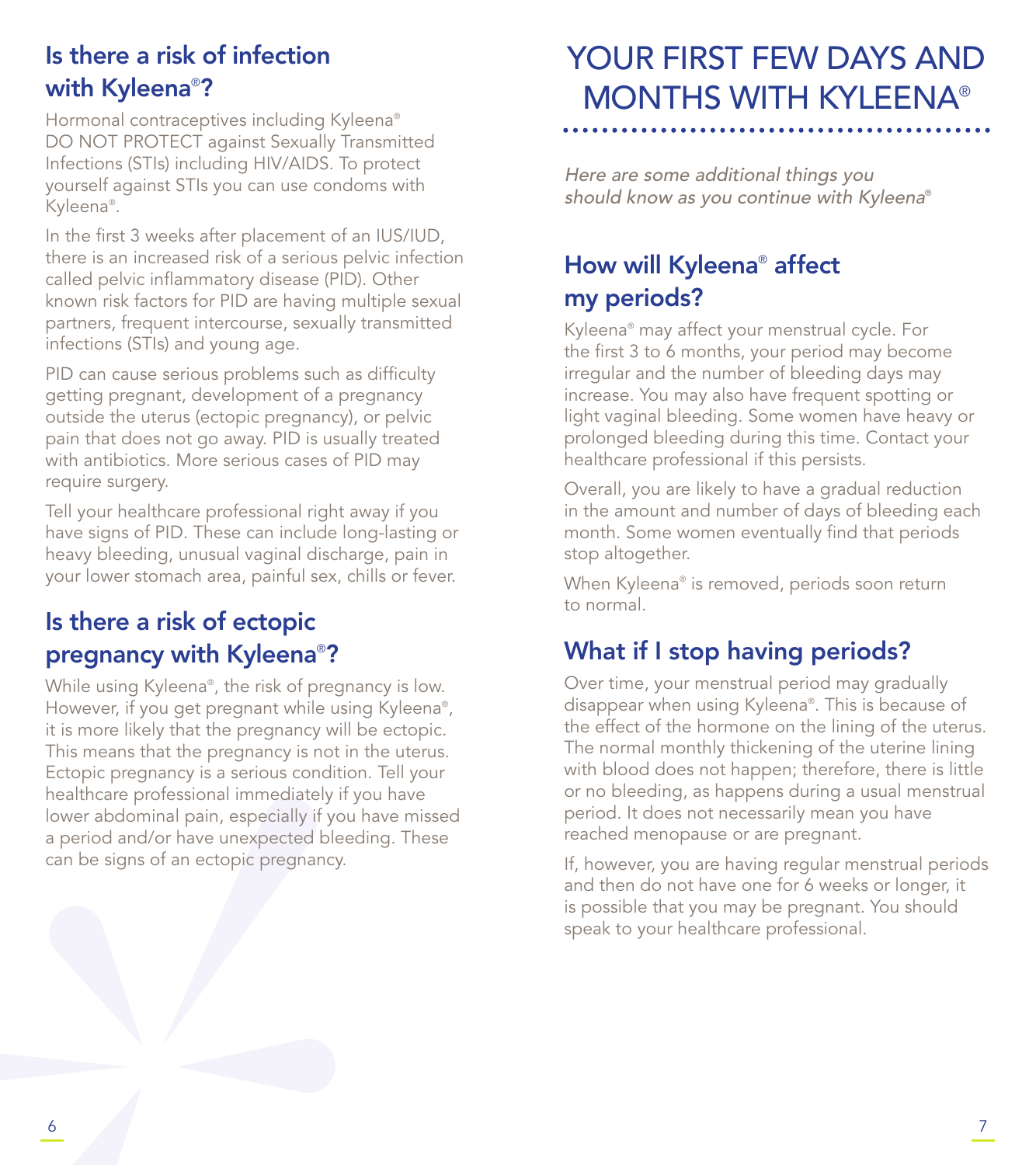## Is there a risk of infection with Kyleena®?

Hormonal contraceptives including Kyleena® DO NOT PROTECT against Sexually Transmitted Infections (STIs) including HIV/AIDS. To protect yourself against STIs you can use condoms with Kyleena®.

In the first 3 weeks after placement of an IUS/IUD, there is an increased risk of a serious pelvic infection called pelvic inflammatory disease (PID). Other known risk factors for PID are having multiple sexual partners, frequent intercourse, sexually transmitted infections (STIs) and young age.

PID can cause serious problems such as difficulty getting pregnant, development of a pregnancy outside the uterus (ectopic pregnancy), or pelvic pain that does not go away. PID is usually treated with antibiotics. More serious cases of PID may require surgery.

Tell your healthcare professional right away if you have signs of PID. These can include long-lasting or heavy bleeding, unusual vaginal discharge, pain in your lower stomach area, painful sex, chills or fever.

## Is there a risk of ectopic pregnancy with Kyleena®?

While using Kyleena®, the risk of pregnancy is low. However, if you get pregnant while using Kyleena®, it is more likely that the pregnancy will be ectopic. This means that the pregnancy is not in the uterus. Ectopic pregnancy is a serious condition. Tell your healthcare professional immediately if you have lower abdominal pain, especially if you have missed a period and/or have unexpected bleeding. These can be signs of an ectopic pregnancy.

# YOUR FIRST FEW DAYS AND MONTHS WITH KYLEENA®

*Here are some additional things you should know as you continue with Kyleena®*

## How will Kyleena® affect my periods?

Kyleena® may affect your menstrual cycle. For the first 3 to 6 months, your period may become irregular and the number of bleeding days may increase. You may also have frequent spotting or light vaginal bleeding. Some women have heavy or prolonged bleeding during this time. Contact your healthcare professional if this persists.

Overall, you are likely to have a gradual reduction in the amount and number of days of bleeding each month. Some women eventually find that periods stop altogether.

When Kyleena® is removed, periods soon return to normal.

## What if I stop having periods?

Over time, your menstrual period may gradually disappear when using Kyleena®. This is because of the effect of the hormone on the lining of the uterus. The normal monthly thickening of the uterine lining with blood does not happen; therefore, there is little or no bleeding, as happens during a usual menstrual period. It does not necessarily mean you have reached menopause or are pregnant.

If, however, you are having regular menstrual periods and then do not have one for 6 weeks or longer, it is possible that you may be pregnant. You should speak to your healthcare professional.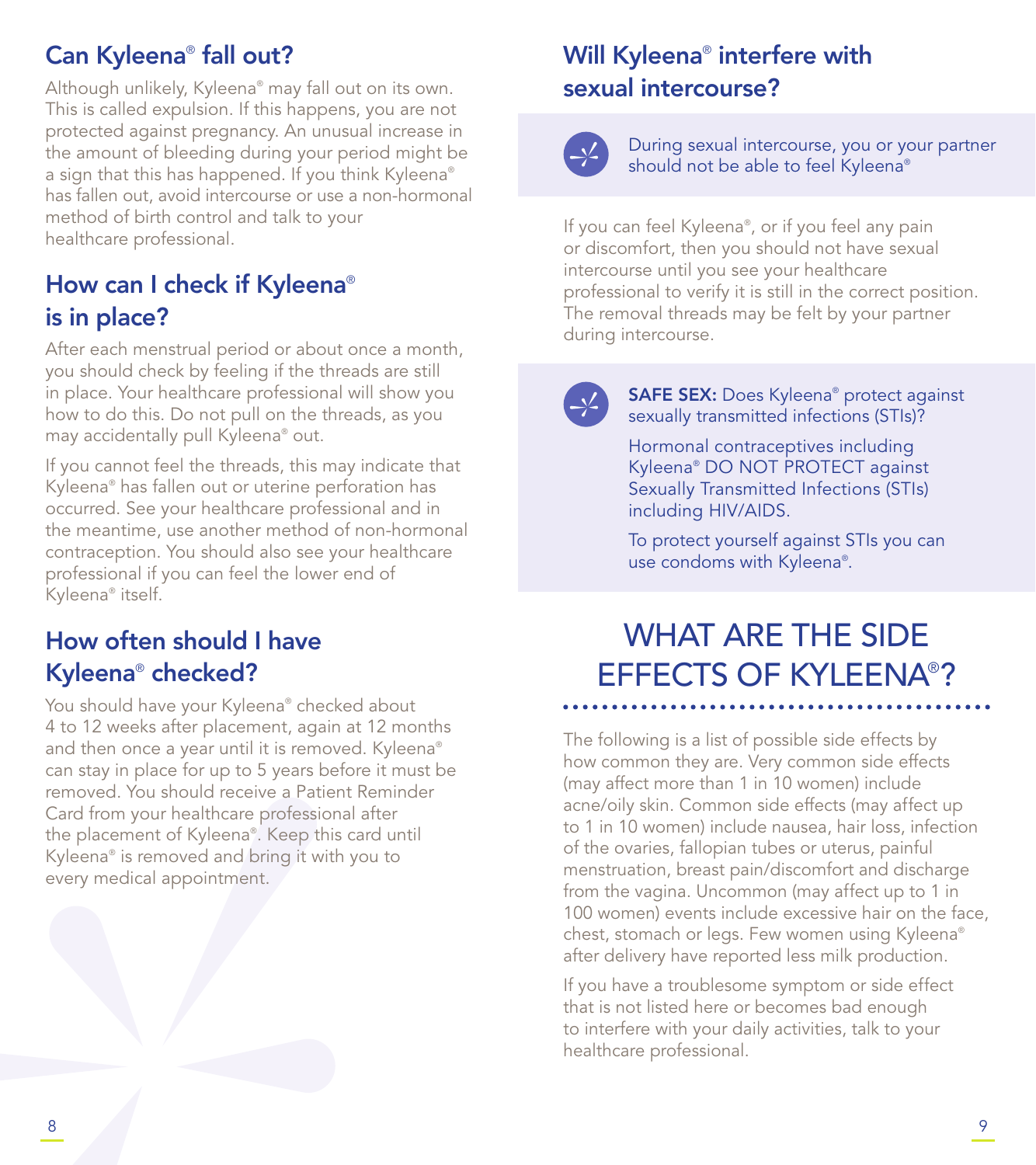## Can Kyleena® fall out?

Although unlikely, Kyleena® may fall out on its own. This is called expulsion. If this happens, you are not protected against pregnancy. An unusual increase in the amount of bleeding during your period might be a sign that this has happened. If you think Kyleena® has fallen out, avoid intercourse or use a non-hormonal method of birth control and talk to your healthcare professional.

## How can I check if Kyleena® is in place?

After each menstrual period or about once a month, you should check by feeling if the threads are still in place. Your healthcare professional will show you how to do this. Do not pull on the threads, as you may accidentally pull Kyleena® out.

If you cannot feel the threads, this may indicate that Kyleena® has fallen out or uterine perforation has occurred. See your healthcare professional and in the meantime, use another method of non-hormonal contraception. You should also see your healthcare professional if you can feel the lower end of Kyleena® itself.

## How often should I have Kyleena® checked?

You should have your Kyleena® checked about 4 to 12 weeks after placement, again at 12 months and then once a year until it is removed. Kyleena® can stay in place for up to 5 years before it must be removed. You should receive a Patient Reminder Card from your healthcare professional after the placement of Kyleena®. Keep this card until Kyleena® is removed and bring it with you to every medical appointment.

## Will Kyleena® interfere with sexual intercourse?

During sexual intercourse, you or your partner should not be able to feel Kyleena®

If you can feel Kyleena®, or if you feel any pain or discomfort, then you should not have sexual intercourse until you see your healthcare professional to verify it is still in the correct position. The removal threads may be felt by your partner during intercourse.

**SAFE SEX:** Does Kyleena® protect against sexually transmitted infections (STIs)?

Hormonal contraceptives including Kyleena® DO NOT PROTECT against Sexually Transmitted Infections (STIs) including HIV/AIDS.

To protect yourself against STIs you can use condoms with Kyleena®.

# WHAT ARE THE SIDE EFFECTS OF KYLEENA®?

The following is a list of possible side effects by how common they are. Very common side effects (may affect more than 1 in 10 women) include acne/oily skin. Common side effects (may affect up to 1 in 10 women) include nausea, hair loss, infection of the ovaries, fallopian tubes or uterus, painful menstruation, breast pain/discomfort and discharge from the vagina. Uncommon (may affect up to 1 in 100 women) events include excessive hair on the face, chest, stomach or legs. Few women using Kyleena® after delivery have reported less milk production.

If you have a troublesome symptom or side effect that is not listed here or becomes bad enough to interfere with your daily activities, talk to your healthcare professional.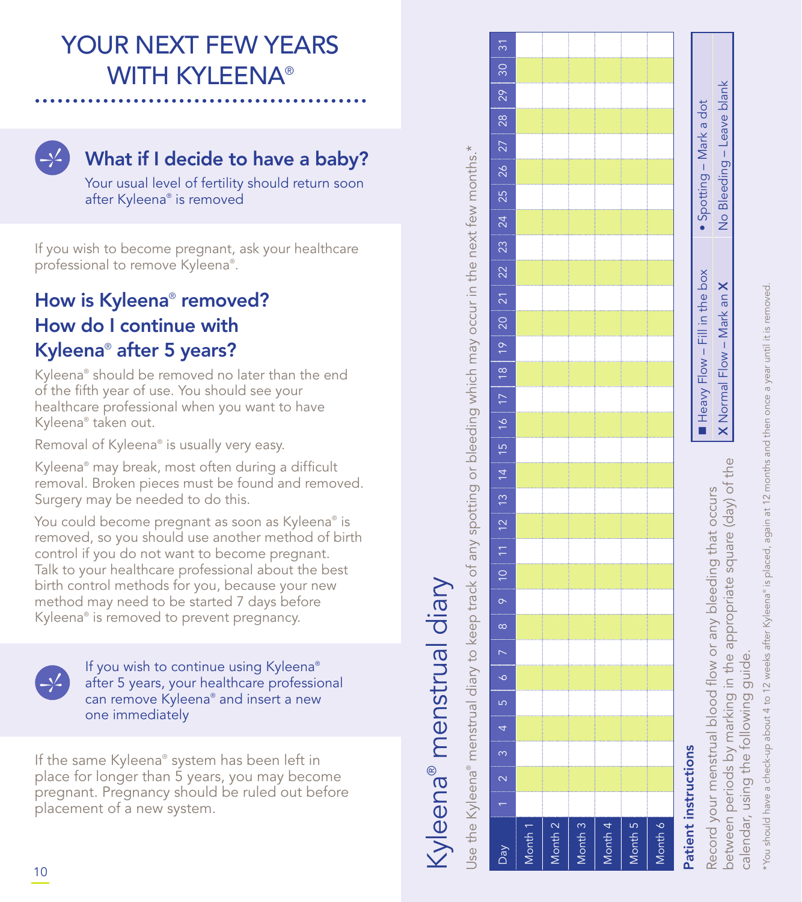# YOUR NEXT FEW YEARS WITH KYLEENA®

## What if I decide to have a baby?

Your usual level of fertility should return soon after Kyleena® is removed

If you wish to become pregnant, ask your healthcare professional to remove Kyleena®.

## How is Kyleena® removed? How do I continue with Kyleena® after 5 years?

Kyleena® should be removed no later than the end of the fifth year of use. You should see your healthcare professional when you want to have Kyleena® taken out.

Removal of Kyleena® is usually very easy.

Kyleena® may break, most often during a difficult removal. Broken pieces must be found and removed. Surgery may be needed to do this.

You could become pregnant as soon as Kyleena® is removed, so you should use another method of birth control if you do not want to become pregnant. Talk to your healthcare professional about the best birth control methods for you, because your new method may need to be started 7 days before Kyleena® is removed to prevent pregnancy.

If you wish to continue using Kyleena® after 5 years, your healthcare professional can remove Kyleena® and insert a new one immediately

If the same Kyleena® system has been left in place for longer than 5 years, you may become pregnant. Pregnancy should be ruled out before placement of a new system.

# Kyleena® menstrual diary

Use the Kyleena® menstrual diary to keep track of any spotting or bleeding which may occur in the next few months.*

| Day | 1 | 2 | 3 | 4 | 5 | 6 | 7 | 8 | 9 | 10 | 11 | 12 | 13 | 14 | 15 | 16 | 17 | 18 | 19 | 20 | 21 | 22 | 23 | 24 | 25 | 26 | 27 | 28 | 29 | 30 | 31 |
|---|---|---|---|---|---|---|---|---|---|---|---|---|---|---|---|---|---|---|---|---|---|---|---|---|---|---|---|---|---|---|---|
| Month 1 | | | | | | | | | | | | | | | | | | | | | | | | | | | | | | | |
| Month 2 | | | | | | | | | | | | | | | | | | | | | | | | | | | | | | | |
| Month 3 | | | | | | | | | | | | | | | | | | | | | | | | | | | | | | | |
| Month 4 | | | | | | | | | | | | | | | | | | | | | | | | | | | | | | | |
| Month 5 | | | | | | | | | | | | | | | | | | | | | | | | | | | | | | | |
| Month 6 | | | | | | | | | | | | | | | | | | | | | | | | | | | | | | | |

### Patient instructions

Record your menstrual blood flow or any bleeding that occurs between periods by marking in the appropriate square (day) of the calendar, using the following guide.

| ■ Heavy Flow – Fill in the box | • Spotting – Mark a dot |
|---|---|
| X Normal Flow – Mark an X | No Bleeding – Leave blank |

*You should have a check-up about 4 to 12 weeks after Kyleena® is placed, again at 12 months and then once a year until it is removed.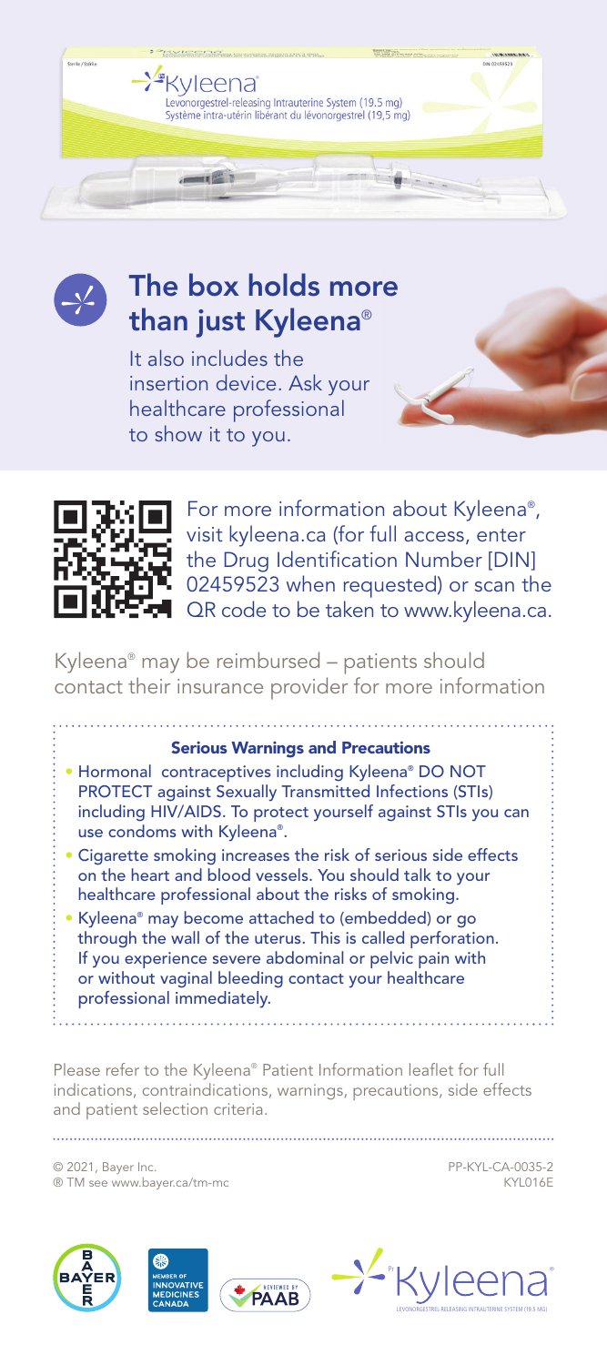## The box holds more than just Kyleena®

It also includes the insertion device. Ask your healthcare professional to show it to you.

For more information about Kyleena®, visit kyleena.ca (for full access, enter the Drug Identification Number [DIN] 02459523 when requested) or scan the QR code to be taken to www.kyleena.ca.

Kyleena® may be reimbursed – patients should contact their insurance provider for more information

### Serious Warnings and Precautions

- Hormonal contraceptives including Kyleena® DO NOT PROTECT against Sexually Transmitted Infections (STIs) including HIV/AIDS. To protect yourself against STIs you can use condoms with Kyleena®.
- Cigarette smoking increases the risk of serious side effects on the heart and blood vessels. You should talk to your healthcare professional about the risks of smoking.
- Kyleena® may become attached to (embedded) or go through the wall of the uterus. This is called perforation. If you experience severe abdominal or pelvic pain with or without vaginal bleeding contact your healthcare professional immediately.

Please refer to the Kyleena® Patient Information leaflet for full indications, contraindications, warnings, precautions, side effects and patient selection criteria.

© 2021, Bayer Inc.
® TM see www.bayer.ca/tm-mc

PP-KYL-CA-0035-2
KYL016E